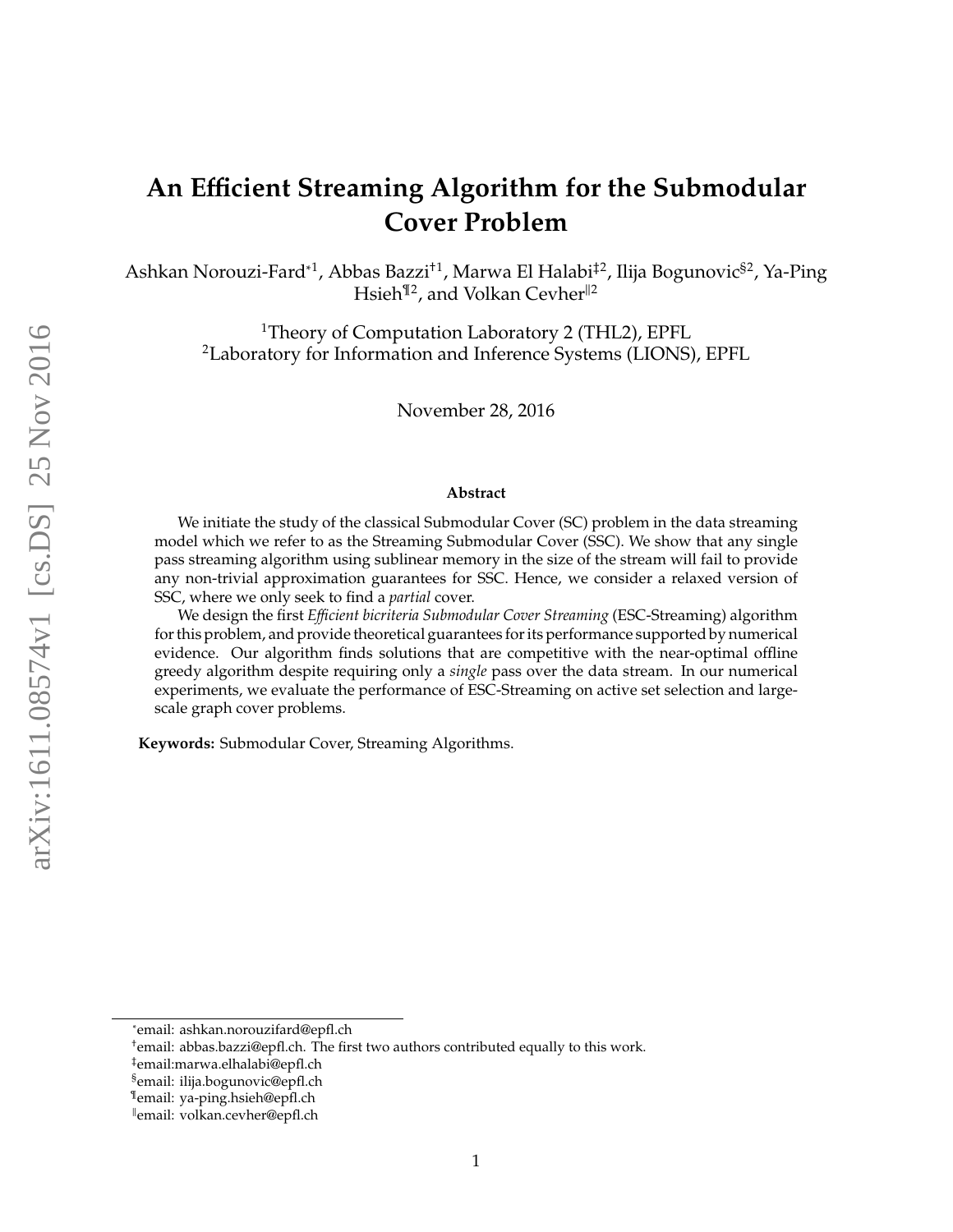# An Efficient Streaming Algorithm for the Submodular Cover Problem

Ashkan Norouzi-Fard[*1], Abbas Bazzi[†1], Marwa El Halabi[‡2], Ilija Bogunovic[§2], Ya-Ping Hsieh[¶2], and Volkan Cevher[‖2]

[1]Theory of Computation Laboratory 2 (THL2), EPFL
[2]Laboratory for Information and Inference Systems (LIONS), EPFL

November 28, 2016

### Abstract

We initiate the study of the classical Submodular Cover (SC) problem in the data streaming model which we refer to as the Streaming Submodular Cover (SSC). We show that any single pass streaming algorithm using sublinear memory in the size of the stream will fail to provide any non-trivial approximation guarantees for SSC. Hence, we consider a relaxed version of SSC, where we only seek to find a *partial* cover.

We design the first *Efficient bicriteria Submodular Cover Streaming* (ESC-Streaming) algorithm for this problem, and provide theoretical guarantees for its performance supported by numerical evidence. Our algorithm finds solutions that are competitive with the near-optimal offline greedy algorithm despite requiring only a *single* pass over the data stream. In our numerical experiments, we evaluate the performance of ESC-Streaming on active set selection and large-scale graph cover problems.

**Keywords:** Submodular Cover, Streaming Algorithms.

---

[*]email: ashkan.norouzifard@epfl.ch
[†]email: abbas.bazzi@epfl.ch. The first two authors contributed equally to this work.
[‡]email:marwa.elhalabi@epfl.ch
[§]email: ilija.bogunovic@epfl.ch
[¶]email: ya-ping.hsieh@epfl.ch
[‖]email: volkan.cevher@epfl.ch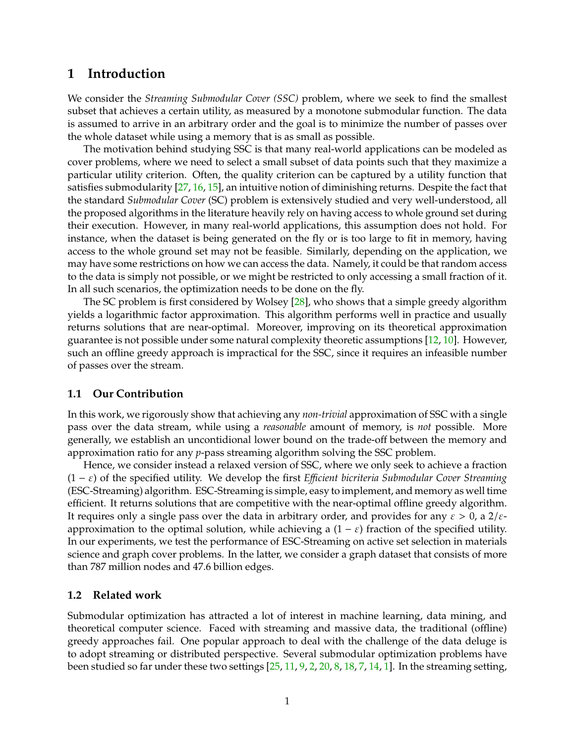# 1 Introduction

We consider the *Streaming Submodular Cover (SSC)* problem, where we seek to find the smallest subset that achieves a certain utility, as measured by a monotone submodular function. The data is assumed to arrive in an arbitrary order and the goal is to minimize the number of passes over the whole dataset while using a memory that is as small as possible.

The motivation behind studying SSC is that many real-world applications can be modeled as cover problems, where we need to select a small subset of data points such that they maximize a particular utility criterion. Often, the quality criterion can be captured by a utility function that satisfies submodularity [27, 16, 15], an intuitive notion of diminishing returns. Despite the fact that the standard *Submodular Cover* (SC) problem is extensively studied and very well-understood, all the proposed algorithms in the literature heavily rely on having access to whole ground set during their execution. However, in many real-world applications, this assumption does not hold. For instance, when the dataset is being generated on the fly or is too large to fit in memory, having access to the whole ground set may not be feasible. Similarly, depending on the application, we may have some restrictions on how we can access the data. Namely, it could be that random access to the data is simply not possible, or we might be restricted to only accessing a small fraction of it. In all such scenarios, the optimization needs to be done on the fly.

The SC problem is first considered by Wolsey [28], who shows that a simple greedy algorithm yields a logarithmic factor approximation. This algorithm performs well in practice and usually returns solutions that are near-optimal. Moreover, improving on its theoretical approximation guarantee is not possible under some natural complexity theoretic assumptions [12, 10]. However, such an offline greedy approach is impractical for the SSC, since it requires an infeasible number of passes over the stream.

## 1.1 Our Contribution

In this work, we rigorously show that achieving any *non-trivial* approximation of SSC with a single pass over the data stream, while using a *reasonable* amount of memory, is *not* possible. More generally, we establish an uncontidional lower bound on the trade-off between the memory and approximation ratio for any $p$-pass streaming algorithm solving the SSC problem.

Hence, we consider instead a relaxed version of SSC, where we only seek to achieve a fraction $(1 - \varepsilon)$ of the specified utility. We develop the first *Efficient bicriteria Submodular Cover Streaming* (ESC-Streaming) algorithm. ESC-Streaming is simple, easy to implement, and memory as well time efficient. It returns solutions that are competitive with the near-optimal offline greedy algorithm. It requires only a single pass over the data in arbitrary order, and provides for any $\varepsilon > 0$, a $2/\varepsilon$-approximation to the optimal solution, while achieving a $(1 - \varepsilon)$ fraction of the specified utility. In our experiments, we test the performance of ESC-Streaming on active set selection in materials science and graph cover problems. In the latter, we consider a graph dataset that consists of more than 787 million nodes and 47.6 billion edges.

## 1.2 Related work

Submodular optimization has attracted a lot of interest in machine learning, data mining, and theoretical computer science. Faced with streaming and massive data, the traditional (offline) greedy approaches fail. One popular approach to deal with the challenge of the data deluge is to adopt streaming or distributed perspective. Several submodular optimization problems have been studied so far under these two settings [25, 11, 9, 2, 20, 8, 18, 7, 14, 1]. In the streaming setting,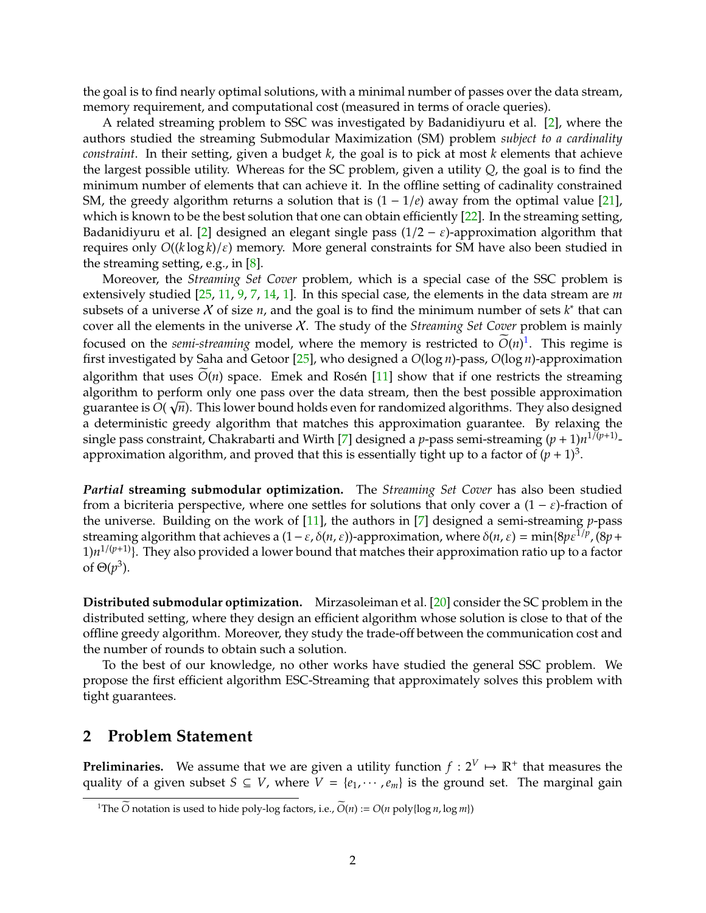the goal is to find nearly optimal solutions, with a minimal number of passes over the data stream, memory requirement, and computational cost (measured in terms of oracle queries).

A related streaming problem to SSC was investigated by Badanidiyuru et al. [2], where the authors studied the streaming Submodular Maximization (SM) problem *subject to a cardinality constraint*. In their setting, given a budget $k$, the goal is to pick at most $k$ elements that achieve the largest possible utility. Whereas for the SC problem, given a utility $Q$, the goal is to find the minimum number of elements that can achieve it. In the offline setting of cadinality constrained SM, the greedy algorithm returns a solution that is $(1 - 1/e)$ away from the optimal value [21], which is known to be the best solution that one can obtain efficiently [22]. In the streaming setting, Badanidiyuru et al. [2] designed an elegant single pass $(1/2 - \varepsilon)$-approximation algorithm that requires only $O((k \log k)/\varepsilon)$ memory. More general constraints for SM have also been studied in the streaming setting, e.g., in [8].

Moreover, the *Streaming Set Cover* problem, which is a special case of the SSC problem is extensively studied [25, 11, 9, 7, 14, 1]. In this special case, the elements in the data stream are $m$ subsets of a universe $\mathcal{X}$ of size $n$, and the goal is to find the minimum number of sets $k^*$ that can cover all the elements in the universe $\mathcal{X}$. The study of the *Streaming Set Cover* problem is mainly focused on the *semi-streaming* model, where the memory is restricted to $\widetilde{O}(n)$[1]. This regime is first investigated by Saha and Getoor [25], who designed a $O(\log n)$-pass, $O(\log n)$-approximation algorithm that uses $\widetilde{O}(n)$ space. Emek and Rosén [11] show that if one restricts the streaming algorithm to perform only one pass over the data stream, then the best possible approximation guarantee is $O(\sqrt{n})$. This lower bound holds even for randomized algorithms. They also designed a deterministic greedy algorithm that matches this approximation guarantee. By relaxing the single pass constraint, Chakrabarti and Wirth [7] designed a $p$-pass semi-streaming $(p+1)n^{1/(p+1)}$-approximation algorithm, and proved that this is essentially tight up to a factor of $(p+1)^3$.

***Partial* streaming submodular optimization.** The *Streaming Set Cover* has also been studied from a bicriteria perspective, where one settles for solutions that only cover a $(1-\varepsilon)$-fraction of the universe. Building on the work of [11], the authors in [7] designed a semi-streaming $p$-pass streaming algorithm that achieves a $(1-\varepsilon, \delta(n, \varepsilon))$-approximation, where $\delta(n, \varepsilon) = \min\{8p\varepsilon^{1/p}, (8p+1)n^{1/(p+1)}\}$. They also provided a lower bound that matches their approximation ratio up to a factor of $\Theta(p^3)$.

**Distributed submodular optimization.** Mirzasoleiman et al. [20] consider the SC problem in the distributed setting, where they design an efficient algorithm whose solution is close to that of the offline greedy algorithm. Moreover, they study the trade-off between the communication cost and the number of rounds to obtain such a solution.

To the best of our knowledge, no other works have studied the general SSC problem. We propose the first efficient algorithm ESC-Streaming that approximately solves this problem with tight guarantees.

## 2 Problem Statement

**Preliminaries.** We assume that we are given a utility function $f : 2^V \mapsto \mathbb{R}^+$ that measures the quality of a given subset $S \subseteq V$, where $V = \{e_1, \cdots, e_m\}$ is the ground set. The marginal gain

[1] The $\widetilde{O}$ notation is used to hide poly-log factors, i.e., $\widetilde{O}(n) := O(n \text{ poly}\{\log n, \log m\})$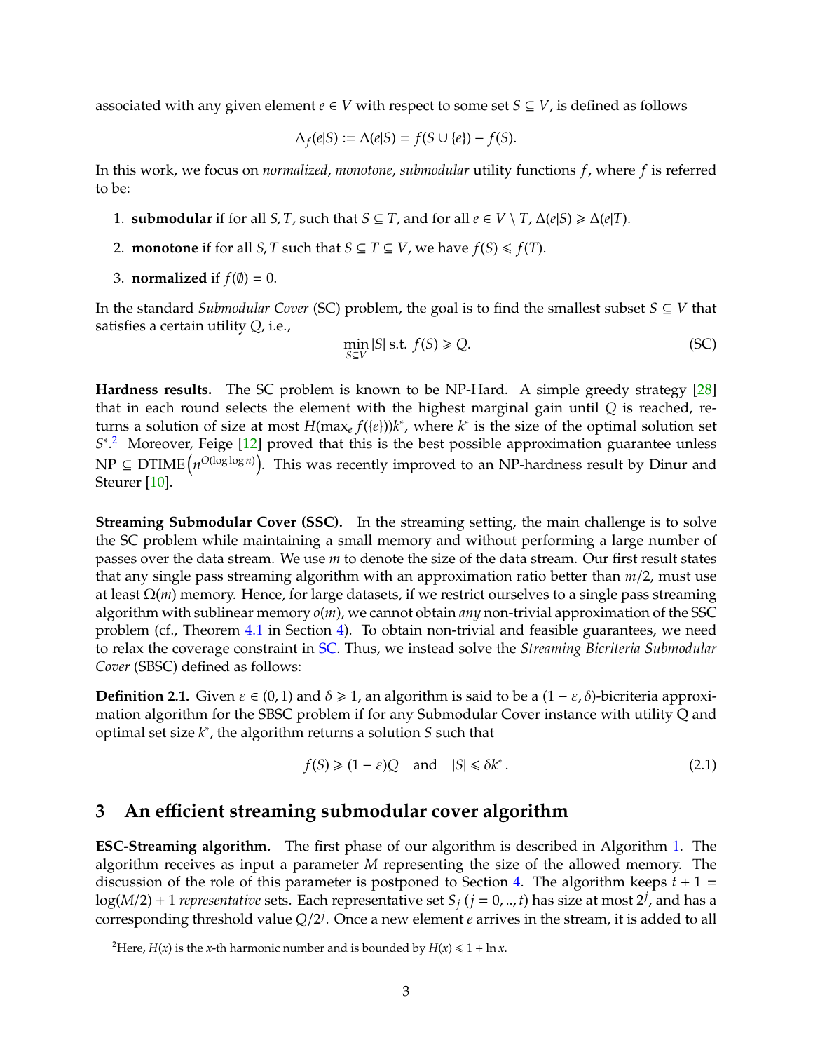associated with any given element $e \in V$ with respect to some set $S \subseteq V$, is defined as follows

$$\Delta_f(e|S) := \Delta(e|S) = f(S \cup \{e\}) - f(S).$$

In this work, we focus on *normalized*, *monotone*, *submodular* utility functions $f$, where $f$ is referred to be:

1. **submodular** if for all $S, T$, such that $S \subseteq T$, and for all $e \in V \setminus T$, $\Delta(e|S) \geqslant \Delta(e|T)$.
2. **monotone** if for all $S, T$ such that $S \subseteq T \subseteq V$, we have $f(S) \leqslant f(T)$.
3. **normalized** if $f(\emptyset) = 0$.

In the standard *Submodular Cover* (SC) problem, the goal is to find the smallest subset $S \subseteq V$ that satisfies a certain utility $Q$, i.e.,

$$\min_{S \subseteq V} |S| \text{ s.t. } f(S) \geqslant Q. \tag{SC}$$

**Hardness results.** The SC problem is known to be NP-Hard. A simple greedy strategy [28] that in each round selects the element with the highest marginal gain until $Q$ is reached, returns a solution of size at most $H(\max_e f(\{e\}))k^*$, where $k^*$ is the size of the optimal solution set $S^*$.[2] Moreover, Feige [12] proved that this is the best possible approximation guarantee unless $\text{NP} \subseteq \text{DTIME}\left(n^{O(\log \log n)}\right)$. This was recently improved to an NP-hardness result by Dinur and Steurer [10].

**Streaming Submodular Cover (SSC).** In the streaming setting, the main challenge is to solve the SC problem while maintaining a small memory and without performing a large number of passes over the data stream. We use $m$ to denote the size of the data stream. Our first result states that any single pass streaming algorithm with an approximation ratio better than $m/2$, must use at least $\Omega(m)$ memory. Hence, for large datasets, if we restrict ourselves to a single pass streaming algorithm with sublinear memory $o(m)$, we cannot obtain *any* non-trivial approximation of the SSC problem (cf., Theorem 4.1 in Section 4). To obtain non-trivial and feasible guarantees, we need to relax the coverage constraint in SC. Thus, we instead solve the *Streaming Bicriteria Submodular Cover* (SBSC) defined as follows:

**Definition 2.1.** Given $\varepsilon \in (0, 1)$ and $\delta \geqslant 1$, an algorithm is said to be a $(1 - \varepsilon, \delta)$-bicriteria approximation algorithm for the SBSC problem if for any Submodular Cover instance with utility Q and optimal set size $k^*$, the algorithm returns a solution $S$ such that

$$f(S) \geqslant (1 - \varepsilon)Q \quad \text{and} \quad |S| \leqslant \delta k^*. \tag{2.1}$$

## 3 An efficient streaming submodular cover algorithm

**ESC-Streaming algorithm.** The first phase of our algorithm is described in Algorithm 1. The algorithm receives as input a parameter $M$ representing the size of the allowed memory. The discussion of the role of this parameter is postponed to Section 4. The algorithm keeps $t + 1 = \log(M/2) + 1$ *representative* sets. Each representative set $S_j$ ($j = 0, .., t$) has size at most $2^j$, and has a corresponding threshold value $Q/2^j$. Once a new element $e$ arrives in the stream, it is added to all

[2] Here, $H(x)$ is the $x$-th harmonic number and is bounded by $H(x) \leqslant 1 + \ln x$.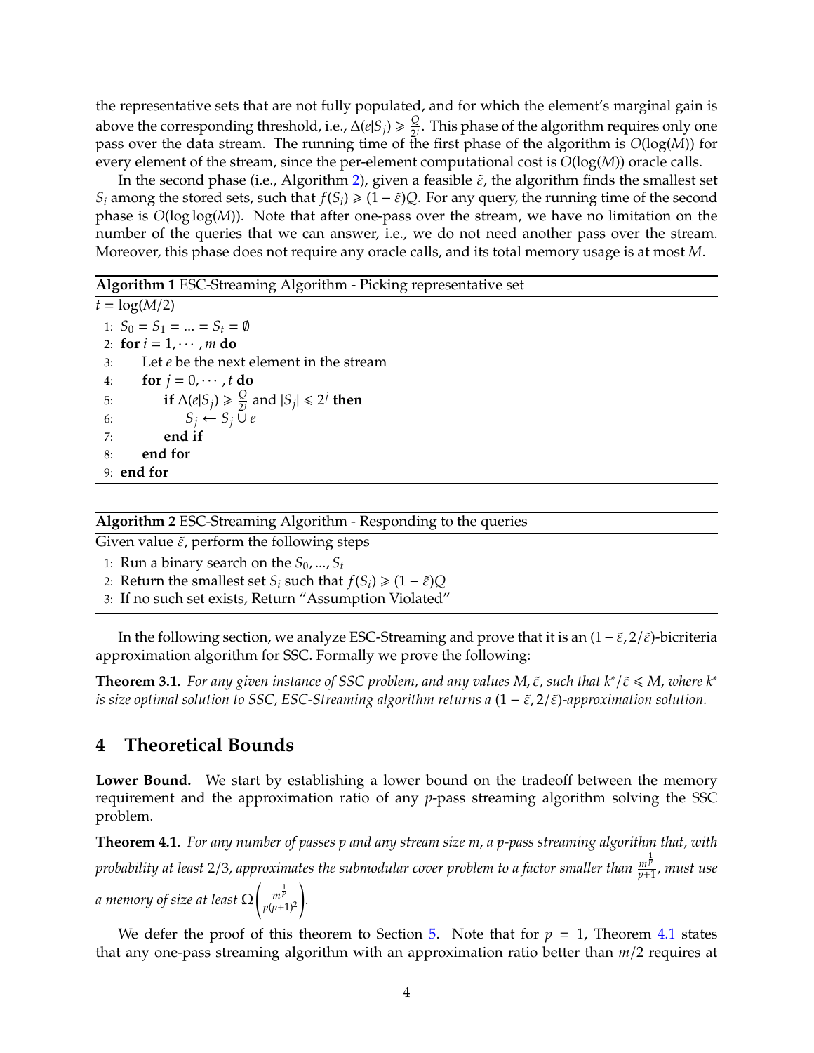the representative sets that are not fully populated, and for which the element's marginal gain is above the corresponding threshold, i.e., $\Delta(e|S_j) \geqslant \frac{Q}{2^j}$. This phase of the algorithm requires only one pass over the data stream. The running time of the first phase of the algorithm is $O(\log(M))$ for every element of the stream, since the per-element computational cost is $O(\log(M))$ oracle calls.

In the second phase (i.e., Algorithm 2), given a feasible $\tilde{\varepsilon}$, the algorithm finds the smallest set $S_i$ among the stored sets, such that $f(S_i) \geqslant (1-\tilde{\varepsilon})Q$. For any query, the running time of the second phase is $O(\log\log(M))$. Note that after one-pass over the stream, we have no limitation on the number of the queries that we can answer, i.e., we do not need another pass over the stream. Moreover, this phase does not require any oracle calls, and its total memory usage is at most $M$.

**Algorithm 1** ESC-Streaming Algorithm - Picking representative set

```
t = log(M/2)
1: S_0 = S_1 = ... = S_t = ∅
2: for i = 1, ··· , m do
3:     Let e be the next element in the stream
4:     for j = 0, ··· , t do
5:         if Δ(e|S_j) ≥ Q/2^j and |S_j| ≤ 2^j then
6:             S_j ← S_j ∪ e
7:         end if
8:     end for
9: end for
```

**Algorithm 2** ESC-Streaming Algorithm - Responding to the queries

```
Given value ε̃, perform the following steps
1: Run a binary search on the S_0, ..., S_t
2: Return the smallest set S_i such that f(S_i) ≥ (1 − ε̃)Q
3: If no such set exists, Return "Assumption Violated"
```

In the following section, we analyze ESC-Streaming and prove that it is an $(1-\tilde{\varepsilon}, 2/\tilde{\varepsilon})$-bicriteria approximation algorithm for SSC. Formally we prove the following:

**Theorem 3.1.** *For any given instance of SSC problem, and any values $M, \tilde{\varepsilon}$, such that $k^*/\tilde{\varepsilon} \leqslant M$, where $k^*$ is size optimal solution to SSC, ESC-Streaming algorithm returns a $(1-\tilde{\varepsilon}, 2/\tilde{\varepsilon})$-approximation solution.*

## 4 Theoretical Bounds

**Lower Bound.** We start by establishing a lower bound on the tradeoff between the memory requirement and the approximation ratio of any $p$-pass streaming algorithm solving the SSC problem.

**Theorem 4.1.** *For any number of passes $p$ and any stream size $m$, a $p$-pass streaming algorithm that, with probability at least $2/3$, approximates the submodular cover problem to a factor smaller than $\frac{m^{\frac{1}{p}}}{p+1}$, must use a memory of size at least $\Omega\left(\frac{m^{\frac{1}{p}}}{p(p+1)^2}\right)$.*

We defer the proof of this theorem to Section 5. Note that for $p = 1$, Theorem 4.1 states that any one-pass streaming algorithm with an approximation ratio better than $m/2$ requires at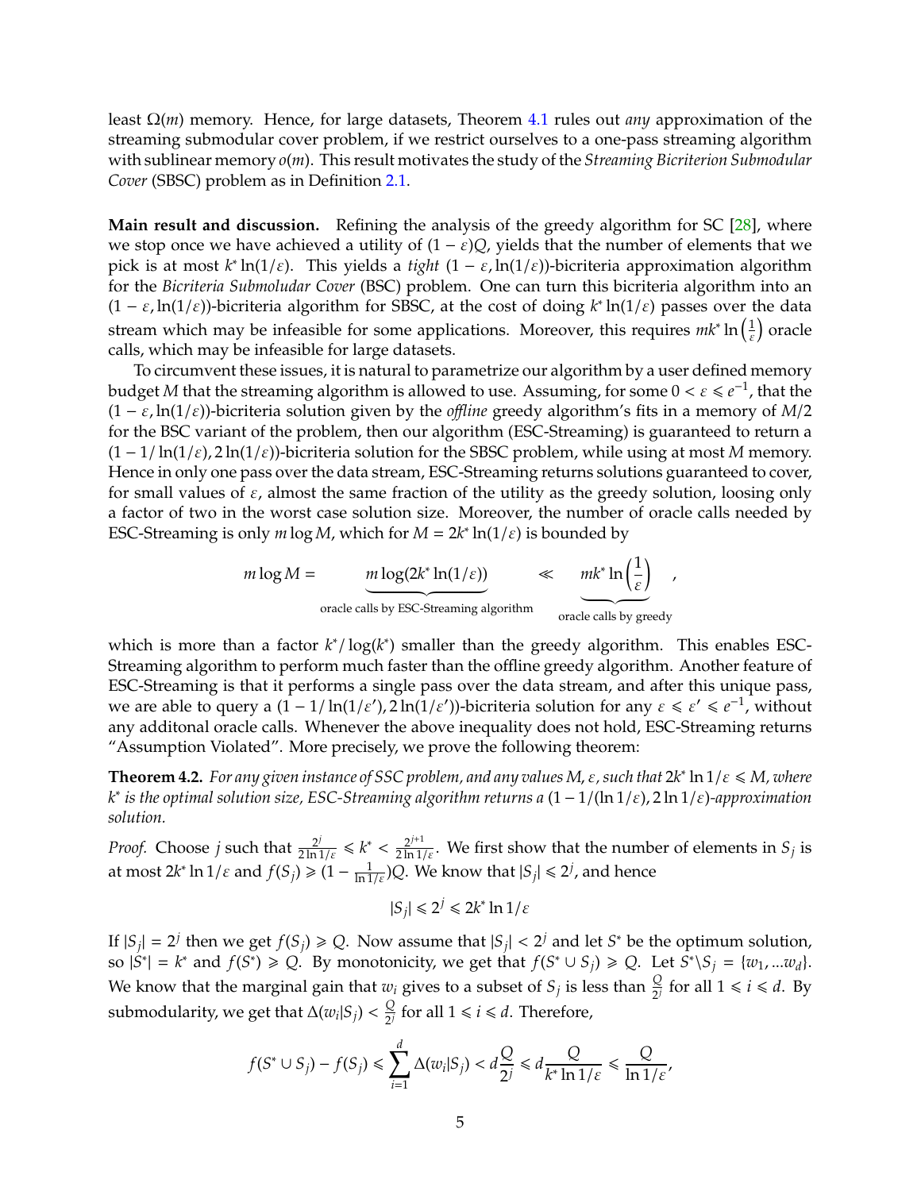least $\Omega(m)$ memory. Hence, for large datasets, Theorem 4.1 rules out *any* approximation of the streaming submodular cover problem, if we restrict ourselves to a one-pass streaming algorithm with sublinear memory $o(m)$. This result motivates the study of the *Streaming Bicriterion Submodular Cover* (SBSC) problem as in Definition 2.1.

**Main result and discussion.** Refining the analysis of the greedy algorithm for SC [28], where we stop once we have achieved a utility of $(1-\varepsilon)Q$, yields that the number of elements that we pick is at most $k^* \ln(1/\varepsilon)$. This yields a *tight* $(1-\varepsilon, \ln(1/\varepsilon))$-bicriteria approximation algorithm for the *Bicriteria Submoludar Cover* (BSC) problem. One can turn this bicriteria algorithm into an $(1-\varepsilon, \ln(1/\varepsilon))$-bicriteria algorithm for SBSC, at the cost of doing $k^* \ln(1/\varepsilon)$ passes over the data stream which may be infeasible for some applications. Moreover, this requires $mk^* \ln\left(\frac{1}{\varepsilon}\right)$ oracle calls, which may be infeasible for large datasets.

To circumvent these issues, it is natural to parametrize our algorithm by a user defined memory budget $M$ that the streaming algorithm is allowed to use. Assuming, for some $0 < \varepsilon \leqslant e^{-1}$, that the $(1-\varepsilon, \ln(1/\varepsilon))$-bicriteria solution given by the *offline* greedy algorithm's fits in a memory of $M/2$ for the BSC variant of the problem, then our algorithm (ESC-Streaming) is guaranteed to return a $(1 - 1/\ln(1/\varepsilon), 2\ln(1/\varepsilon))$-bicriteria solution for the SBSC problem, while using at most $M$ memory. Hence in only one pass over the data stream, ESC-Streaming returns solutions guaranteed to cover, for small values of $\varepsilon$, almost the same fraction of the utility as the greedy solution, loosing only a factor of two in the worst case solution size. Moreover, the number of oracle calls needed by ESC-Streaming is only $m \log M$, which for $M = 2k^* \ln(1/\varepsilon)$ is bounded by

$$m \log M = \underbrace{m \log(2k^* \ln(1/\varepsilon))}_{\text{oracle calls by ESC-Streaming algorithm}} \ll \underbrace{mk^* \ln\left(\frac{1}{\varepsilon}\right)}_{\text{oracle calls by greedy}},$$

which is more than a factor $k^*/\log(k^*)$ smaller than the greedy algorithm. This enables ESC-Streaming algorithm to perform much faster than the offline greedy algorithm. Another feature of ESC-Streaming is that it performs a single pass over the data stream, and after this unique pass, we are able to query a $(1 - 1/\ln(1/\varepsilon'), 2\ln(1/\varepsilon'))$-bicriteria solution for any $\varepsilon \leqslant \varepsilon' \leqslant e^{-1}$, without any additonal oracle calls. Whenever the above inequality does not hold, ESC-Streaming returns "Assumption Violated". More precisely, we prove the following theorem:

**Theorem 4.2.** *For any given instance of SSC problem, and any values $M$, $\varepsilon$, such that $2k^* \ln 1/\varepsilon \leqslant M$, where $k^*$ is the optimal solution size, ESC-Streaming algorithm returns a $(1 - 1/(\ln 1/\varepsilon), 2\ln 1/\varepsilon)$-approximation solution.*

*Proof.* Choose $j$ such that $\frac{2^j}{2\ln 1/\varepsilon} \leqslant k^* < \frac{2^{j+1}}{2\ln 1/\varepsilon}$. We first show that the number of elements in $S_j$ is at most $2k^* \ln 1/\varepsilon$ and $f(S_j) \geqslant (1 - \frac{1}{\ln 1/\varepsilon})Q$. We know that $|S_j| \leqslant 2^j$, and hence

$$|S_j| \leqslant 2^j \leqslant 2k^* \ln 1/\varepsilon$$

If $|S_j| = 2^j$ then we get $f(S_j) \geqslant Q$. Now assume that $|S_j| < 2^j$ and let $S^*$ be the optimum solution, so $|S^*| = k^*$ and $f(S^*) \geqslant Q$. By monotonicity, we get that $f(S^* \cup S_j) \geqslant Q$. Let $S^* \backslash S_j = \{w_1, \ldots w_d\}$. We know that the marginal gain that $w_i$ gives to a subset of $S_j$ is less than $\frac{Q}{2^j}$ for all $1 \leqslant i \leqslant d$. By submodularity, we get that $\Delta(w_i|S_j) < \frac{Q}{2^j}$ for all $1 \leqslant i \leqslant d$. Therefore,

$$f(S^* \cup S_j) - f(S_j) \leqslant \sum_{i=1}^{d} \Delta(w_i|S_j) < d\frac{Q}{2^j} \leqslant d\frac{Q}{k^* \ln 1/\varepsilon} \leqslant \frac{Q}{\ln 1/\varepsilon},$$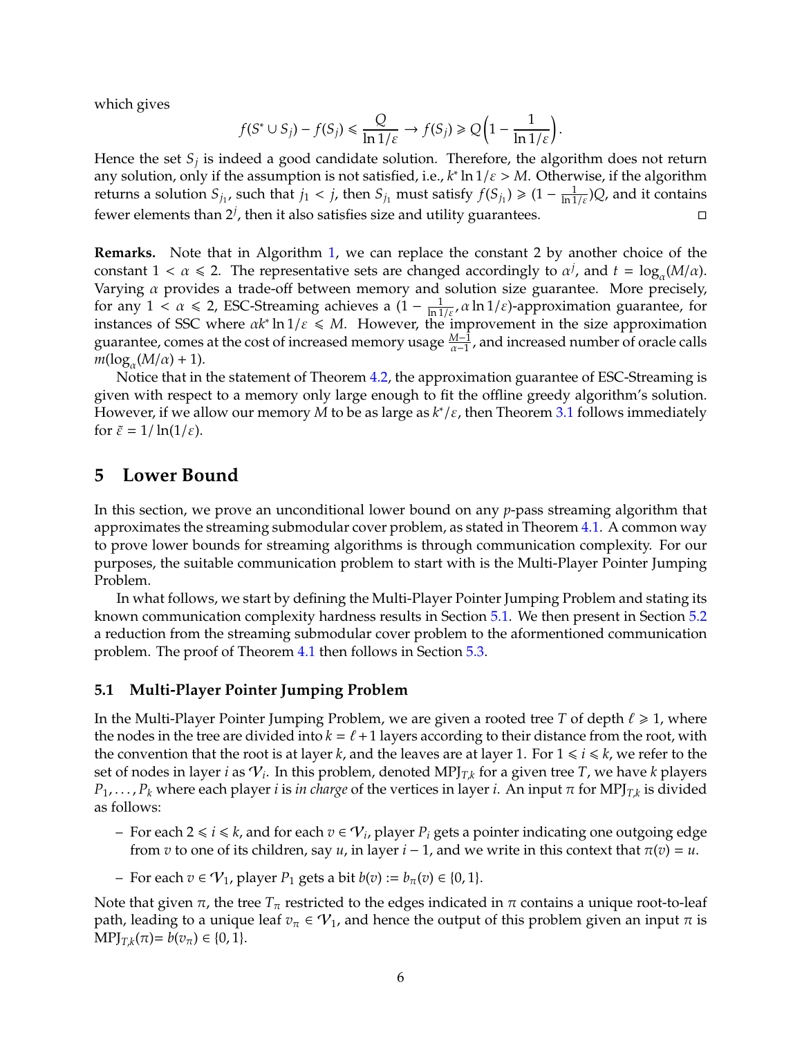which gives

$$f(S^* \cup S_j) - f(S_j) \leqslant \frac{Q}{\ln 1/\varepsilon} \rightarrow f(S_j) \geqslant Q\left(1 - \frac{1}{\ln 1/\varepsilon}\right).$$

Hence the set $S_j$ is indeed a good candidate solution. Therefore, the algorithm does not return any solution, only if the assumption is not satisfied, i.e., $k^* \ln 1/\varepsilon > M$. Otherwise, if the algorithm returns a solution $S_{j_1}$, such that $j_1 < j$, then $S_{j_1}$ must satisfy $f(S_{j_1}) \geqslant (1 - \frac{1}{\ln 1/\varepsilon})Q$, and it contains fewer elements than $2^j$, then it also satisfies size and utility guarantees. □

**Remarks.** Note that in Algorithm 1, we can replace the constant 2 by another choice of the constant $1 < \alpha \leqslant 2$. The representative sets are changed accordingly to $\alpha^j$, and $t = \log_\alpha(M/\alpha)$. Varying $\alpha$ provides a trade-off between memory and solution size guarantee. More precisely, for any $1 < \alpha \leqslant 2$, ESC-Streaming achieves a $(1 - \frac{1}{\ln 1/\varepsilon}, \alpha \ln 1/\varepsilon)$-approximation guarantee, for instances of SSC where $\alpha k^* \ln 1/\varepsilon \leqslant M$. However, the improvement in the size approximation guarantee, comes at the cost of increased memory usage $\frac{M-1}{\alpha-1}$, and increased number of oracle calls $m(\log_\alpha(M/\alpha) + 1)$.

Notice that in the statement of Theorem 4.2, the approximation guarantee of ESC-Streaming is given with respect to a memory only large enough to fit the offline greedy algorithm's solution. However, if we allow our memory $M$ to be as large as $k^*/\varepsilon$, then Theorem 3.1 follows immediately for $\tilde{\varepsilon} = 1/\ln(1/\varepsilon)$.

## 5 Lower Bound

In this section, we prove an unconditional lower bound on any $p$-pass streaming algorithm that approximates the streaming submodular cover problem, as stated in Theorem 4.1. A common way to prove lower bounds for streaming algorithms is through communication complexity. For our purposes, the suitable communication problem to start with is the Multi-Player Pointer Jumping Problem.

In what follows, we start by defining the Multi-Player Pointer Jumping Problem and stating its known communication complexity hardness results in Section 5.1. We then present in Section 5.2 a reduction from the streaming submodular cover problem to the aforementioned communication problem. The proof of Theorem 4.1 then follows in Section 5.3.

### 5.1 Multi-Player Pointer Jumping Problem

In the Multi-Player Pointer Jumping Problem, we are given a rooted tree $T$ of depth $\ell \geqslant 1$, where the nodes in the tree are divided into $k = \ell + 1$ layers according to their distance from the root, with the convention that the root is at layer $k$, and the leaves are at layer 1. For $1 \leqslant i \leqslant k$, we refer to the set of nodes in layer $i$ as $\mathcal{V}_i$. In this problem, denoted $\text{MPJ}_{T,k}$ for a given tree $T$, we have $k$ players $P_1, \ldots, P_k$ where each player $i$ is *in charge* of the vertices in layer $i$. An input $\pi$ for $\text{MPJ}_{T,k}$ is divided as follows:

- For each $2 \leqslant i \leqslant k$, and for each $v \in \mathcal{V}_i$, player $P_i$ gets a pointer indicating one outgoing edge from $v$ to one of its children, say $u$, in layer $i-1$, and we write in this context that $\pi(v) = u$.
- For each $v \in \mathcal{V}_1$, player $P_1$ gets a bit $b(v) := b_\pi(v) \in \{0, 1\}$.

Note that given $\pi$, the tree $T_\pi$ restricted to the edges indicated in $\pi$ contains a unique root-to-leaf path, leading to a unique leaf $v_\pi \in \mathcal{V}_1$, and hence the output of this problem given an input $\pi$ is $\text{MPJ}_{T,k}(\pi) = b(v_\pi) \in \{0, 1\}$.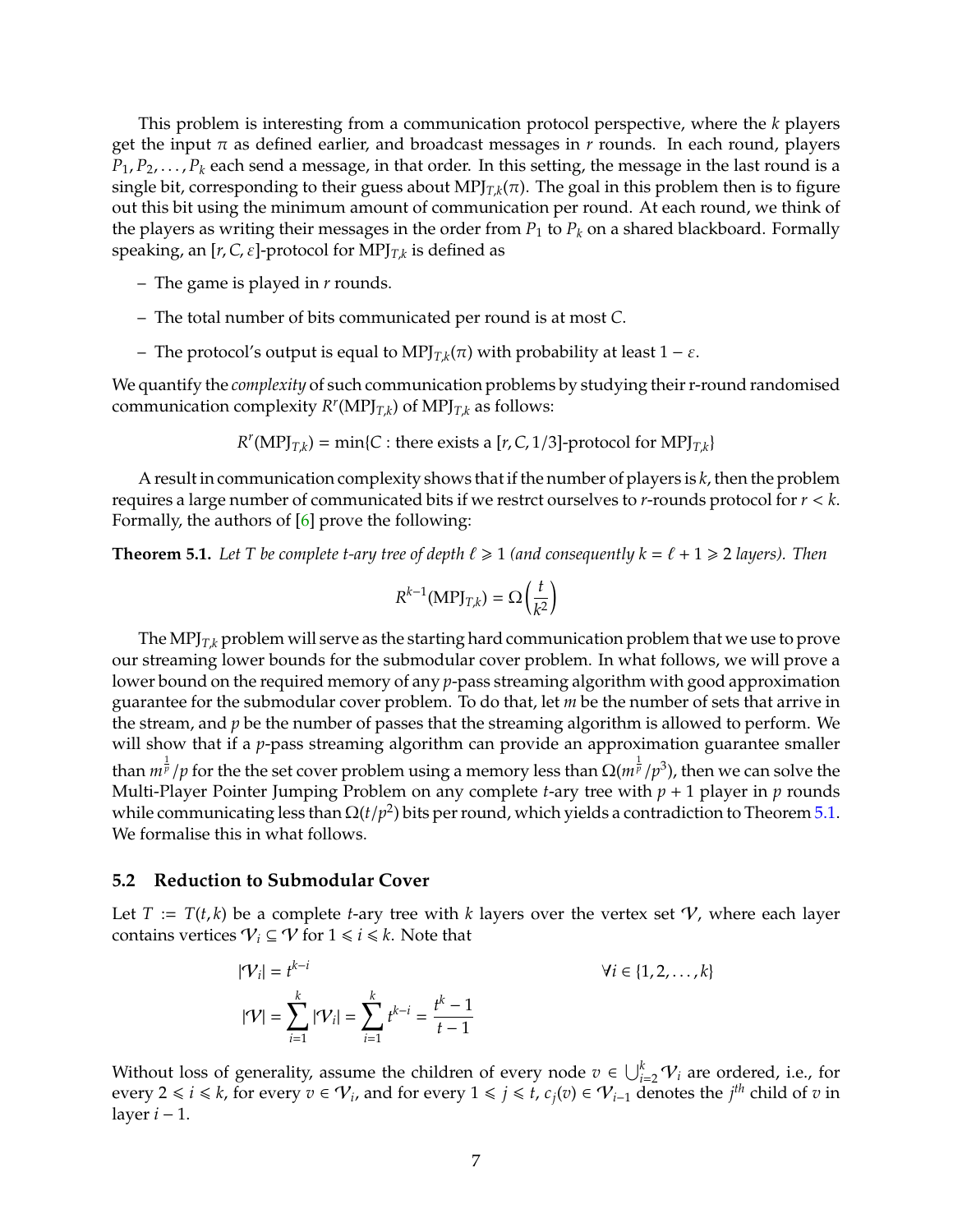This problem is interesting from a communication protocol perspective, where the $k$ players get the input $\pi$ as defined earlier, and broadcast messages in $r$ rounds. In each round, players $P_1, P_2, \ldots, P_k$ each send a message, in that order. In this setting, the message in the last round is a single bit, corresponding to their guess about $\mathrm{MPJ}_{T,k}(\pi)$. The goal in this problem then is to figure out this bit using the minimum amount of communication per round. At each round, we think of the players as writing their messages in the order from $P_1$ to $P_k$ on a shared blackboard. Formally speaking, an $[r, C, \varepsilon]$-protocol for $\mathrm{MPJ}_{T,k}$ is defined as

- The game is played in $r$ rounds.
- The total number of bits communicated per round is at most $C$.
- The protocol's output is equal to $\mathrm{MPJ}_{T,k}(\pi)$ with probability at least $1 - \varepsilon$.

We quantify the *complexity* of such communication problems by studying their r-round randomised communication complexity $R^r(\mathrm{MPJ}_{T,k})$ of $\mathrm{MPJ}_{T,k}$ as follows:

$$R^r(\mathrm{MPJ}_{T,k}) = \min\{C : \text{there exists a } [r, C, 1/3]\text{-protocol for } \mathrm{MPJ}_{T,k}\}$$

A result in communication complexity shows that if the number of players is $k$, then the problem requires a large number of communicated bits if we restrct ourselves to $r$-rounds protocol for $r < k$. Formally, the authors of [6] prove the following:

**Theorem 5.1.** *Let $T$ be complete $t$-ary tree of depth $\ell \geqslant 1$ (and consequently $k = \ell + 1 \geqslant 2$ layers). Then*

$$R^{k-1}(\mathrm{MPJ}_{T,k}) = \Omega\left(\frac{t}{k^2}\right)$$

The $\mathrm{MPJ}_{T,k}$ problem will serve as the starting hard communication problem that we use to prove our streaming lower bounds for the submodular cover problem. In what follows, we will prove a lower bound on the required memory of any $p$-pass streaming algorithm with good approximation guarantee for the submodular cover problem. To do that, let $m$ be the number of sets that arrive in the stream, and $p$ be the number of passes that the streaming algorithm is allowed to perform. We will show that if a $p$-pass streaming algorithm can provide an approximation guarantee smaller than $m^{\frac{1}{p}}/p$ for the the set cover problem using a memory less than $\Omega(m^{\frac{1}{p}}/p^3)$, then we can solve the Multi-Player Pointer Jumping Problem on any complete $t$-ary tree with $p+1$ player in $p$ rounds while communicating less than $\Omega(t/p^2)$ bits per round, which yields a contradiction to Theorem 5.1. We formalise this in what follows.

## 5.2 Reduction to Submodular Cover

Let $T := T(t, k)$ be a complete $t$-ary tree with $k$ layers over the vertex set $\mathcal{V}$, where each layer contains vertices $\mathcal{V}_i \subseteq \mathcal{V}$ for $1 \leqslant i \leqslant k$. Note that

$$|\mathcal{V}_i| = t^{k-i} \qquad \forall i \in \{1, 2, \ldots, k\}$$

$$|\mathcal{V}| = \sum_{i=1}^{k} |\mathcal{V}_i| = \sum_{i=1}^{k} t^{k-i} = \frac{t^k - 1}{t - 1}$$

Without loss of generality, assume the children of every node $v \in \bigcup_{i=2}^{k} \mathcal{V}_i$ are ordered, i.e., for every $2 \leqslant i \leqslant k$, for every $v \in \mathcal{V}_i$, and for every $1 \leqslant j \leqslant t$, $c_j(v) \in \mathcal{V}_{i-1}$ denotes the $j^{th}$ child of $v$ in layer $i - 1$.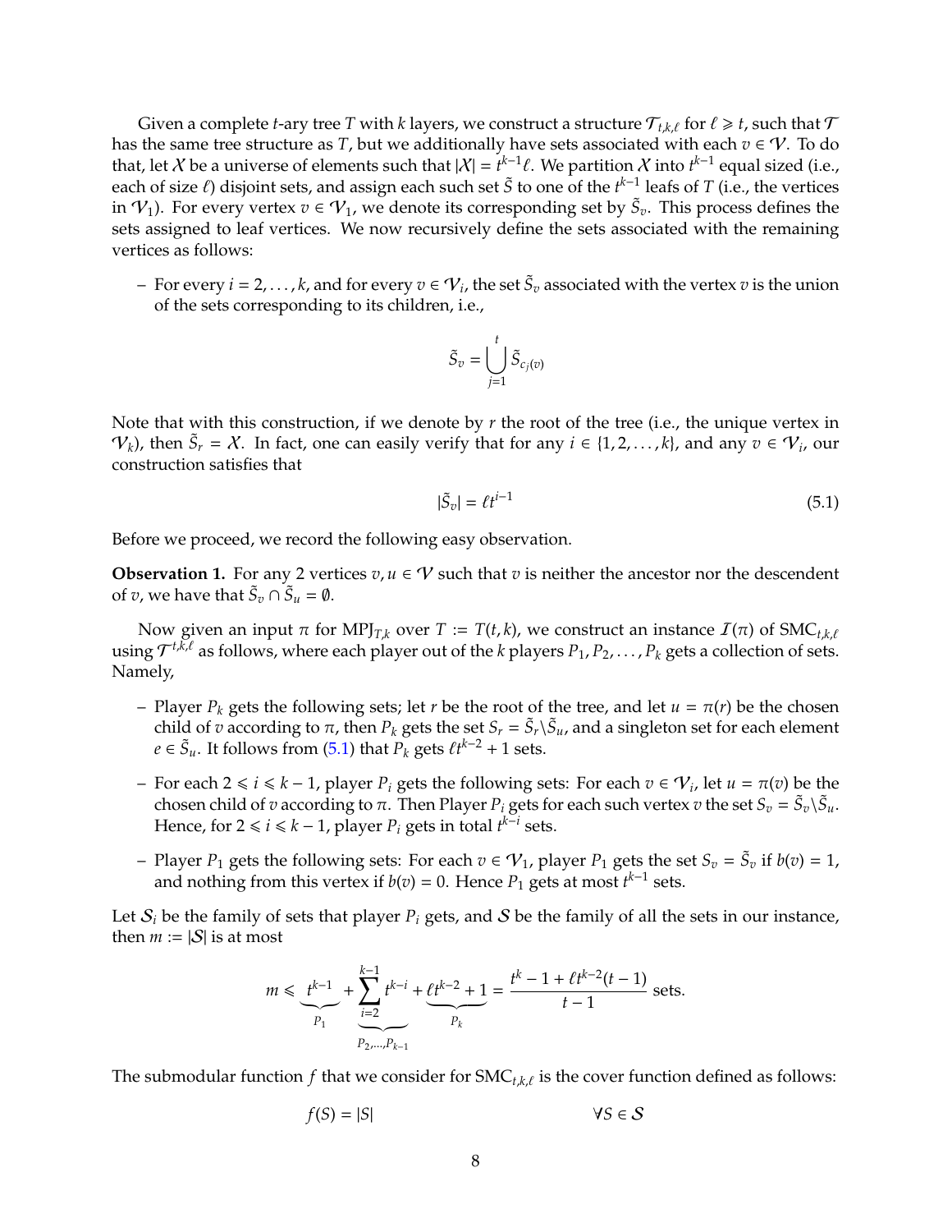Given a complete $t$-ary tree $T$ with $k$ layers, we construct a structure $\mathcal{T}_{t,k,\ell}$ for $\ell \geqslant t$, such that $\mathcal{T}$ has the same tree structure as $T$, but we additionally have sets associated with each $v \in \mathcal{V}$. To do that, let $\mathcal{X}$ be a universe of elements such that $|\mathcal{X}| = t^{k-1}\ell$. We partition $\mathcal{X}$ into $t^{k-1}$ equal sized (i.e., each of size $\ell$) disjoint sets, and assign each such set $\tilde{S}$ to one of the $t^{k-1}$ leafs of $T$ (i.e., the vertices in $\mathcal{V}_1$). For every vertex $v \in \mathcal{V}_1$, we denote its corresponding set by $\tilde{S}_v$. This process defines the sets assigned to leaf vertices. We now recursively define the sets associated with the remaining vertices as follows:

– For every $i = 2, \ldots, k$, and for every $v \in \mathcal{V}_i$, the set $\tilde{S}_v$ associated with the vertex $v$ is the union of the sets corresponding to its children, i.e.,

$$\tilde{S}_v = \bigcup_{j=1}^{t} \tilde{S}_{c_j(v)}$$

Note that with this construction, if we denote by $r$ the root of the tree (i.e., the unique vertex in $\mathcal{V}_k$), then $\tilde{S}_r = \mathcal{X}$. In fact, one can easily verify that for any $i \in \{1, 2, \ldots, k\}$, and any $v \in \mathcal{V}_i$, our construction satisfies that

$$|\tilde{S}_v| = \ell t^{i-1} \tag{5.1}$$

Before we proceed, we record the following easy observation.

**Observation 1.** For any 2 vertices $v, u \in \mathcal{V}$ such that $v$ is neither the ancestor nor the descendent of $v$, we have that $\tilde{S}_v \cap \tilde{S}_u = \emptyset$.

Now given an input $\pi$ for $\mathrm{MPJ}_{T,k}$ over $T := T(t,k)$, we construct an instance $\mathcal{I}(\pi)$ of $\mathrm{SMC}_{t,k,\ell}$ using $\mathcal{T}^{t,k,\ell}$ as follows, where each player out of the $k$ players $P_1, P_2, \ldots, P_k$ gets a collection of sets. Namely,

– Player $P_k$ gets the following sets; let $r$ be the root of the tree, and let $u = \pi(r)$ be the chosen child of $v$ according to $\pi$, then $P_k$ gets the set $S_r = \tilde{S}_r \backslash \tilde{S}_u$, and a singleton set for each element $e \in \tilde{S}_u$. It follows from (5.1) that $P_k$ gets $\ell t^{k-2} + 1$ sets.

– For each $2 \leqslant i \leqslant k-1$, player $P_i$ gets the following sets: For each $v \in \mathcal{V}_i$, let $u = \pi(v)$ be the chosen child of $v$ according to $\pi$. Then Player $P_i$ gets for each such vertex $v$ the set $S_v = \tilde{S}_v \backslash \tilde{S}_u$. Hence, for $2 \leqslant i \leqslant k-1$, player $P_i$ gets in total $t^{k-i}$ sets.

– Player $P_1$ gets the following sets: For each $v \in \mathcal{V}_1$, player $P_1$ gets the set $S_v = \tilde{S}_v$ if $b(v) = 1$, and nothing from this vertex if $b(v) = 0$. Hence $P_1$ gets at most $t^{k-1}$ sets.

Let $\mathcal{S}_i$ be the family of sets that player $P_i$ gets, and $\mathcal{S}$ be the family of all the sets in our instance, then $m := |\mathcal{S}|$ is at most

$$m \leqslant \underbrace{t^{k-1}}_{P_1} + \underbrace{\sum_{i=2}^{k-1} t^{k-i}}_{P_2,\ldots,P_{k-1}} + \underbrace{\ell t^{k-2} + 1}_{P_k} = \frac{t^k - 1 + \ell t^{k-2}(t-1)}{t-1} \text{ sets.}$$

The submodular function $f$ that we consider for $\mathrm{SMC}_{t,k,\ell}$ is the cover function defined as follows:

$$f(S) = |S| \qquad\qquad \forall S \in \mathcal{S}$$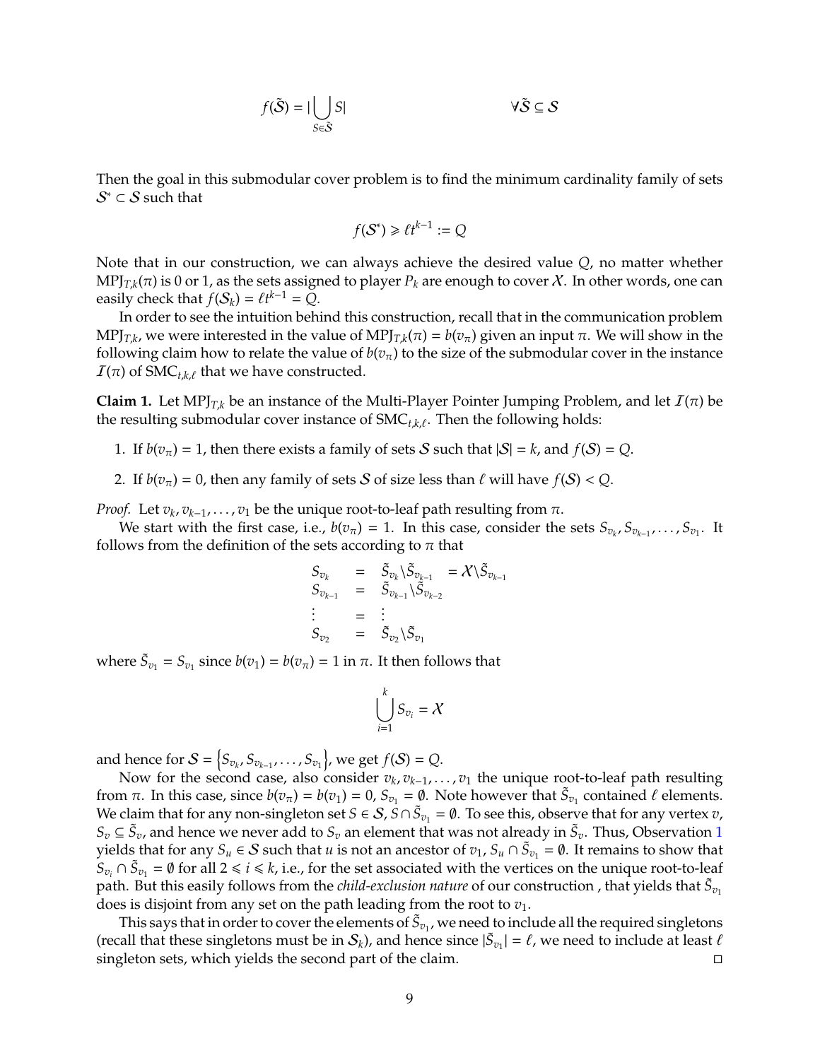$$f(\tilde{\mathcal{S}}) = |\bigcup_{S \in \tilde{\mathcal{S}}} S| \qquad\qquad \forall \tilde{\mathcal{S}} \subseteq \mathcal{S}$$

Then the goal in this submodular cover problem is to find the minimum cardinality family of sets $\mathcal{S}^* \subset \mathcal{S}$ such that

$$f(\mathcal{S}^*) \geqslant \ell t^{k-1} := Q$$

Note that in our construction, we can always achieve the desired value $Q$, no matter whether $\text{MPJ}_{T,k}(\pi)$ is 0 or 1, as the sets assigned to player $P_k$ are enough to cover $\mathcal{X}$. In other words, one can easily check that $f(\mathcal{S}_k) = \ell t^{k-1} = Q$.

In order to see the intuition behind this construction, recall that in the communication problem $\text{MPJ}_{T,k}$, we were interested in the value of $\text{MPJ}_{T,k}(\pi) = b(v_\pi)$ given an input $\pi$. We will show in the following claim how to relate the value of $b(v_\pi)$ to the size of the submodular cover in the instance $\mathcal{I}(\pi)$ of $\text{SMC}_{t,k,\ell}$ that we have constructed.

**Claim 1.** Let $\text{MPJ}_{T,k}$ be an instance of the Multi-Player Pointer Jumping Problem, and let $\mathcal{I}(\pi)$ be the resulting submodular cover instance of $\text{SMC}_{t,k,\ell}$. Then the following holds:

1. If $b(v_\pi) = 1$, then there exists a family of sets $\mathcal{S}$ such that $|\mathcal{S}| = k$, and $f(\mathcal{S}) = Q$.
2. If $b(v_\pi) = 0$, then any family of sets $\mathcal{S}$ of size less than $\ell$ will have $f(\mathcal{S}) < Q$.

*Proof.* Let $v_k, v_{k-1}, \ldots, v_1$ be the unique root-to-leaf path resulting from $\pi$.

We start with the first case, i.e., $b(v_\pi) = 1$. In this case, consider the sets $S_{v_k}, S_{v_{k-1}}, \ldots, S_{v_1}$. It follows from the definition of the sets according to $\pi$ that

$$\begin{array}{lcl} S_{v_k} & = & \tilde{S}_{v_k} \backslash \tilde{S}_{v_{k-1}} = \mathcal{X} \backslash \tilde{S}_{v_{k-1}} \\ S_{v_{k-1}} & = & \tilde{S}_{v_{k-1}} \backslash \tilde{S}_{v_{k-2}} \\ \vdots & = & \vdots \\ S_{v_2} & = & \tilde{S}_{v_2} \backslash \tilde{S}_{v_1} \end{array}$$

where $\tilde{S}_{v_1} = S_{v_1}$ since $b(v_1) = b(v_\pi) = 1$ in $\pi$. It then follows that

$$\bigcup_{i=1}^{k} S_{v_i} = \mathcal{X}$$

and hence for $\mathcal{S} = \left\{S_{v_k}, S_{v_{k-1}}, \ldots, S_{v_1}\right\}$, we get $f(\mathcal{S}) = Q$.

Now for the second case, also consider $v_k, v_{k-1}, \ldots, v_1$ the unique root-to-leaf path resulting from $\pi$. In this case, since $b(v_\pi) = b(v_1) = 0$, $S_{v_1} = \emptyset$. Note however that $\tilde{S}_{v_1}$ contained $\ell$ elements. We claim that for any non-singleton set $S \in \mathcal{S}$, $S \cap \tilde{S}_{v_1} = \emptyset$. To see this, observe that for any vertex $v$, $S_v \subseteq \tilde{S}_v$, and hence we never add to $S_v$ an element that was not already in $\tilde{S}_v$. Thus, Observation 1 yields that for any $S_u \in \mathcal{S}$ such that $u$ is not an ancestor of $v_1$, $S_u \cap \tilde{S}_{v_1} = \emptyset$. It remains to show that $S_{v_i} \cap \tilde{S}_{v_1} = \emptyset$ for all $2 \leqslant i \leqslant k$, i.e., for the set associated with the vertices on the unique root-to-leaf path. But this easily follows from the *child-exclusion nature* of our construction , that yields that $\tilde{S}_{v_1}$ does is disjoint from any set on the path leading from the root to $v_1$.

This says that in order to cover the elements of $\tilde{S}_{v_1}$, we need to include all the required singletons (recall that these singletons must be in $\mathcal{S}_k$), and hence since $|\tilde{S}_{v_1}| = \ell$, we need to include at least $\ell$ singleton sets, which yields the second part of the claim. $\square$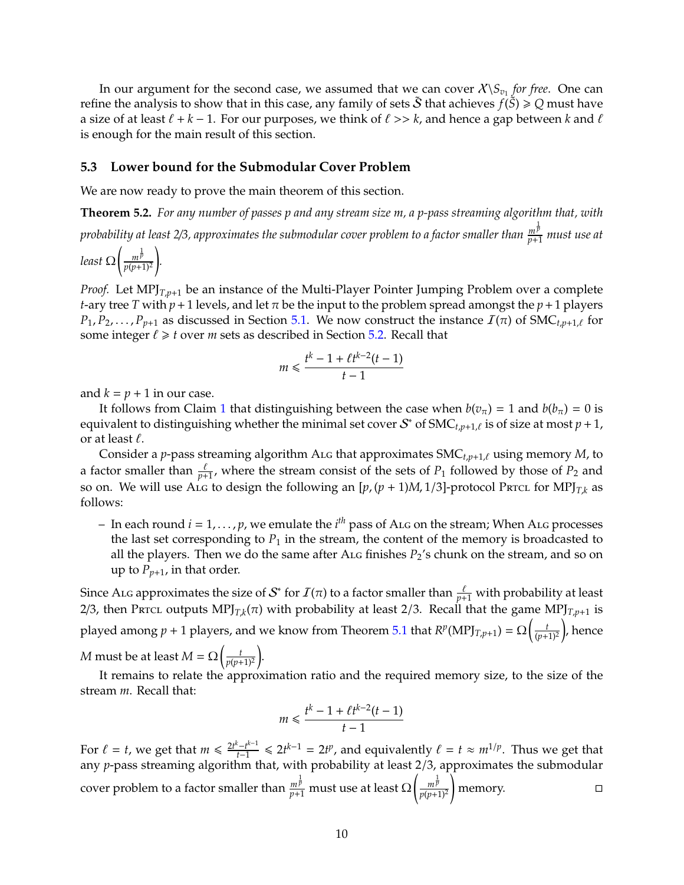In our argument for the second case, we assumed that we can cover $\mathcal{X} \backslash S_{v_1}$ *for free*. One can refine the analysis to show that in this case, any family of sets $\tilde{\mathcal{S}}$ that achieves $f(\tilde{\mathcal{S}}) \geqslant Q$ must have a size of at least $\ell + k - 1$. For our purposes, we think of $\ell >> k$, and hence a gap between $k$ and $\ell$ is enough for the main result of this section.

### 5.3 Lower bound for the Submodular Cover Problem

We are now ready to prove the main theorem of this section.

**Theorem 5.2.** *For any number of passes p and any stream size m, a p-pass streaming algorithm that, with probability at least 2/3, approximates the submodular cover problem to a factor smaller than $\frac{m^{\frac{1}{p}}}{p+1}$ must use at least $\Omega\left(\frac{m^{\frac{1}{p}}}{p(p+1)^2}\right)$.*

*Proof.* Let $\mathrm{MPJ}_{T,p+1}$ be an instance of the Multi-Player Pointer Jumping Problem over a complete $t$-ary tree $T$ with $p+1$ levels, and let $\pi$ be the input to the problem spread amongst the $p+1$ players $P_1, P_2, \ldots, P_{p+1}$ as discussed in Section 5.1. We now construct the instance $\mathcal{I}(\pi)$ of $\mathrm{SMC}_{t,p+1,\ell}$ for some integer $\ell \geqslant t$ over $m$ sets as described in Section 5.2. Recall that

$$m \leqslant \frac{t^k - 1 + \ell t^{k-2}(t-1)}{t-1}$$

and $k = p+1$ in our case.

It follows from Claim 1 that distinguishing between the case when $b(v_\pi) = 1$ and $b(b_\pi) = 0$ is equivalent to distinguishing whether the minimal set cover $\mathcal{S}^*$ of $\mathrm{SMC}_{t,p+1,\ell}$ is of size at most $p+1$, or at least $\ell$.

Consider a $p$-pass streaming algorithm ALG that approximates $\mathrm{SMC}_{t,p+1,\ell}$ using memory $M$, to a factor smaller than $\frac{\ell}{p+1}$, where the stream consist of the sets of $P_1$ followed by those of $P_2$ and so on. We will use ALG to design the following an $[p, (p+1)M, 1/3]$-protocol PRTCL for $\mathrm{MPJ}_{T,k}$ as follows:

- In each round $i = 1, \ldots, p$, we emulate the $i^{th}$ pass of ALG on the stream; When ALG processes the last set corresponding to $P_1$ in the stream, the content of the memory is broadcasted to all the players. Then we do the same after ALG finishes $P_2$'s chunk on the stream, and so on up to $P_{p+1}$, in that order.

Since ALG approximates the size of $\mathcal{S}^*$ for $\mathcal{I}(\pi)$ to a factor smaller than $\frac{\ell}{p+1}$ with probability at least 2/3, then PRTCL outputs $\mathrm{MPJ}_{T,k}(\pi)$ with probability at least 2/3. Recall that the game $\mathrm{MPJ}_{T,p+1}$ is played among $p+1$ players, and we know from Theorem 5.1 that $R^p(\mathrm{MPJ}_{T,p+1}) = \Omega\left(\frac{t}{(p+1)^2}\right)$, hence $M$ must be at least $M = \Omega\left(\frac{t}{p(p+1)^2}\right)$.

It remains to relate the approximation ratio and the required memory size, to the size of the stream $m$. Recall that:

$$m \leqslant \frac{t^k - 1 + \ell t^{k-2}(t-1)}{t-1}$$

For $\ell = t$, we get that $m \leqslant \frac{2t^k - t^{k-1}}{t-1} \leqslant 2t^{k-1} = 2t^p$, and equivalently $\ell = t \approx m^{1/p}$. Thus we get that any $p$-pass streaming algorithm that, with probability at least 2/3, approximates the submodular cover problem to a factor smaller than $\frac{m^{\frac{1}{p}}}{p+1}$ must use at least $\Omega\left(\frac{m^{\frac{1}{p}}}{p(p+1)^2}\right)$ memory. $\square$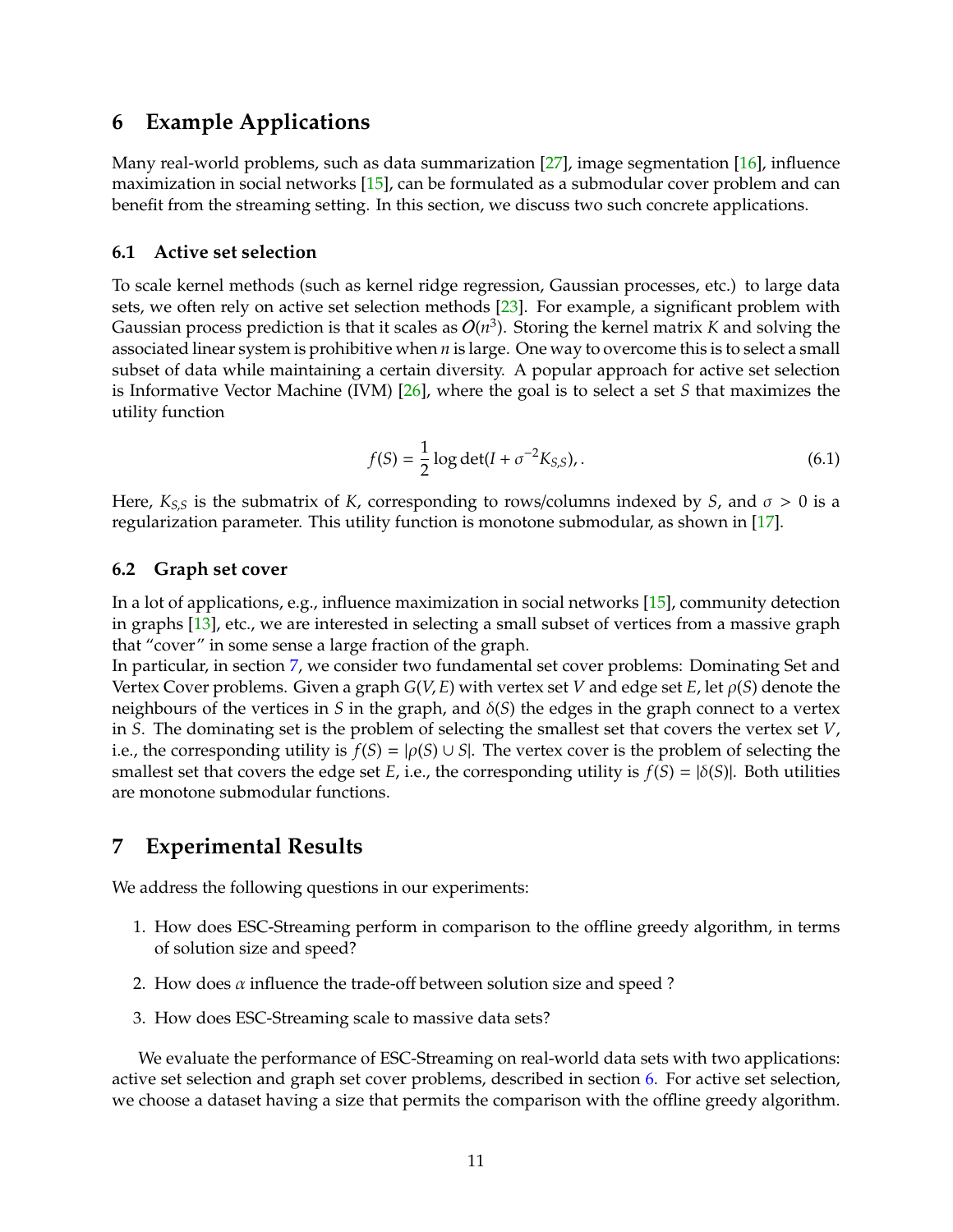## 6 Example Applications

Many real-world problems, such as data summarization [27], image segmentation [16], influence maximization in social networks [15], can be formulated as a submodular cover problem and can benefit from the streaming setting. In this section, we discuss two such concrete applications.

### 6.1 Active set selection

To scale kernel methods (such as kernel ridge regression, Gaussian processes, etc.) to large data sets, we often rely on active set selection methods [23]. For example, a significant problem with Gaussian process prediction is that it scales as $O(n^3)$. Storing the kernel matrix $K$ and solving the associated linear system is prohibitive when $n$ is large. One way to overcome this is to select a small subset of data while maintaining a certain diversity. A popular approach for active set selection is Informative Vector Machine (IVM) [26], where the goal is to select a set $S$ that maximizes the utility function

$$f(S) = \frac{1}{2} \log \det(I + \sigma^{-2} K_{S,S}), . \tag{6.1}$$

Here, $K_{S,S}$ is the submatrix of $K$, corresponding to rows/columns indexed by $S$, and $\sigma > 0$ is a regularization parameter. This utility function is monotone submodular, as shown in [17].

### 6.2 Graph set cover

In a lot of applications, e.g., influence maximization in social networks [15], community detection in graphs [13], etc., we are interested in selecting a small subset of vertices from a massive graph that "cover" in some sense a large fraction of the graph.

In particular, in section 7, we consider two fundamental set cover problems: Dominating Set and Vertex Cover problems. Given a graph $G(V, E)$ with vertex set $V$ and edge set $E$, let $\rho(S)$ denote the neighbours of the vertices in $S$ in the graph, and $\delta(S)$ the edges in the graph connect to a vertex in $S$. The dominating set is the problem of selecting the smallest set that covers the vertex set $V$, i.e., the corresponding utility is $f(S) = |\rho(S) \cup S|$. The vertex cover is the problem of selecting the smallest set that covers the edge set $E$, i.e., the corresponding utility is $f(S) = |\delta(S)|$. Both utilities are monotone submodular functions.

## 7 Experimental Results

We address the following questions in our experiments:

1. How does ESC-Streaming perform in comparison to the offline greedy algorithm, in terms of solution size and speed?
2. How does $\alpha$ influence the trade-off between solution size and speed ?
3. How does ESC-Streaming scale to massive data sets?

We evaluate the performance of ESC-Streaming on real-world data sets with two applications: active set selection and graph set cover problems, described in section 6. For active set selection, we choose a dataset having a size that permits the comparison with the offline greedy algorithm.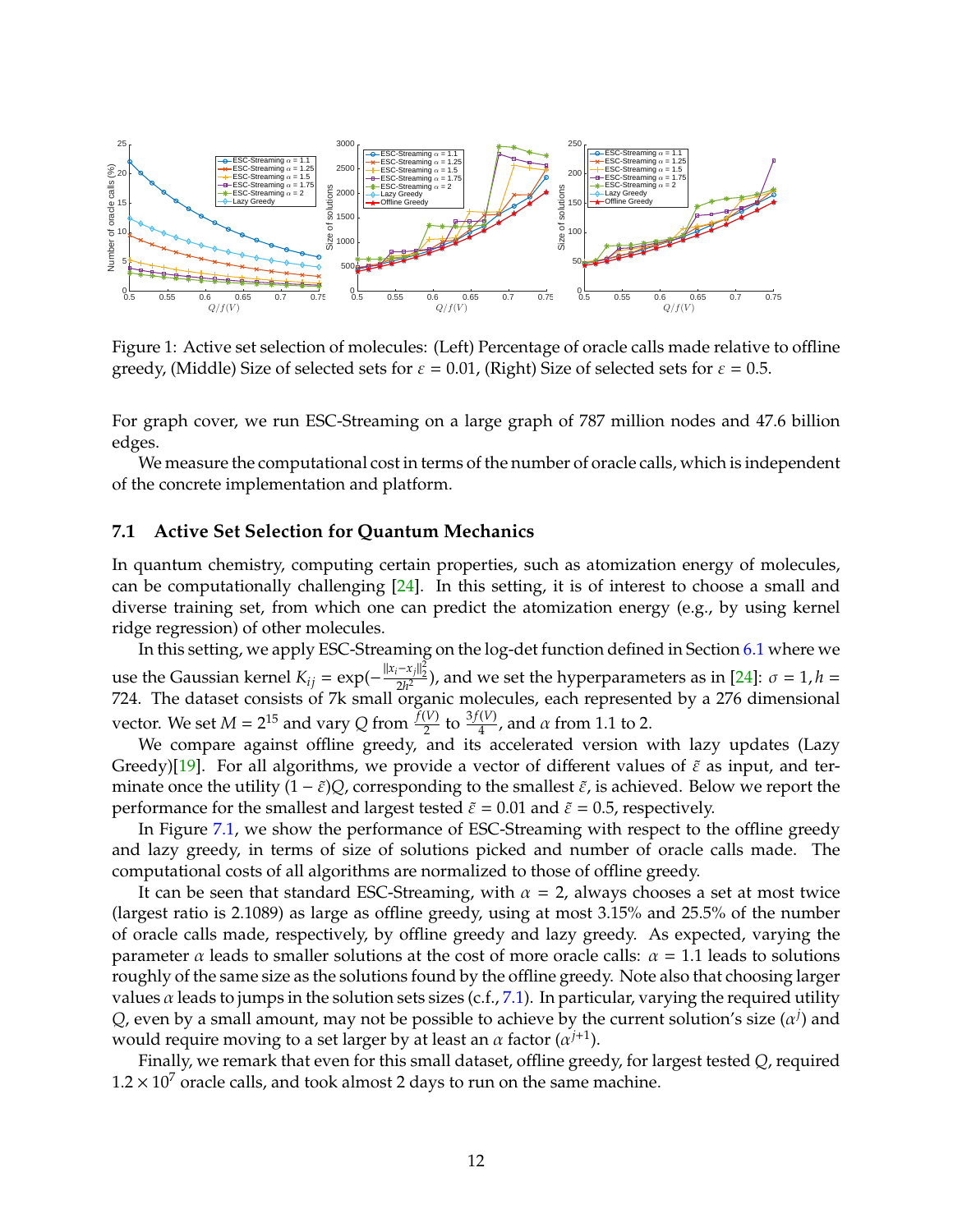Figure 1: Active set selection of molecules: (Left) Percentage of oracle calls made relative to offline greedy, (Middle) Size of selected sets for $\varepsilon = 0.01$, (Right) Size of selected sets for $\varepsilon = 0.5$.

For graph cover, we run ESC-Streaming on a large graph of 787 million nodes and 47.6 billion edges.

We measure the computational cost in terms of the number of oracle calls, which is independent of the concrete implementation and platform.

### 7.1 Active Set Selection for Quantum Mechanics

In quantum chemistry, computing certain properties, such as atomization energy of molecules, can be computationally challenging [24]. In this setting, it is of interest to choose a small and diverse training set, from which one can predict the atomization energy (e.g., by using kernel ridge regression) of other molecules.

In this setting, we apply ESC-Streaming on the log-det function defined in Section 6.1 where we use the Gaussian kernel $K_{ij} = \exp(-\frac{\|x_i - x_j\|_2^2}{2h^2})$, and we set the hyperparameters as in [24]: $\sigma = 1, h = 724$. The dataset consists of 7k small organic molecules, each represented by a 276 dimensional vector. We set $M = 2^{15}$ and vary $Q$ from $\frac{f(V)}{2}$ to $\frac{3f(V)}{4}$, and $\alpha$ from 1.1 to 2.

We compare against offline greedy, and its accelerated version with lazy updates (Lazy Greedy)[19]. For all algorithms, we provide a vector of different values of $\tilde{\varepsilon}$ as input, and terminate once the utility $(1 - \tilde{\varepsilon})Q$, corresponding to the smallest $\tilde{\varepsilon}$, is achieved. Below we report the performance for the smallest and largest tested $\tilde{\varepsilon} = 0.01$ and $\tilde{\varepsilon} = 0.5$, respectively.

In Figure 7.1, we show the performance of ESC-Streaming with respect to the offline greedy and lazy greedy, in terms of size of solutions picked and number of oracle calls made. The computational costs of all algorithms are normalized to those of offline greedy.

It can be seen that standard ESC-Streaming, with $\alpha = 2$, always chooses a set at most twice (largest ratio is 2.1089) as large as offline greedy, using at most 3.15% and 25.5% of the number of oracle calls made, respectively, by offline greedy and lazy greedy. As expected, varying the parameter $\alpha$ leads to smaller solutions at the cost of more oracle calls: $\alpha = 1.1$ leads to solutions roughly of the same size as the solutions found by the offline greedy. Note also that choosing larger values $\alpha$ leads to jumps in the solution sets sizes (c.f., 7.1). In particular, varying the required utility $Q$, even by a small amount, may not be possible to achieve by the current solution's size ($\alpha^j$) and would require moving to a set larger by at least an $\alpha$ factor ($\alpha^{j+1}$).

Finally, we remark that even for this small dataset, offline greedy, for largest tested $Q$, required $1.2 \times 10^7$ oracle calls, and took almost 2 days to run on the same machine.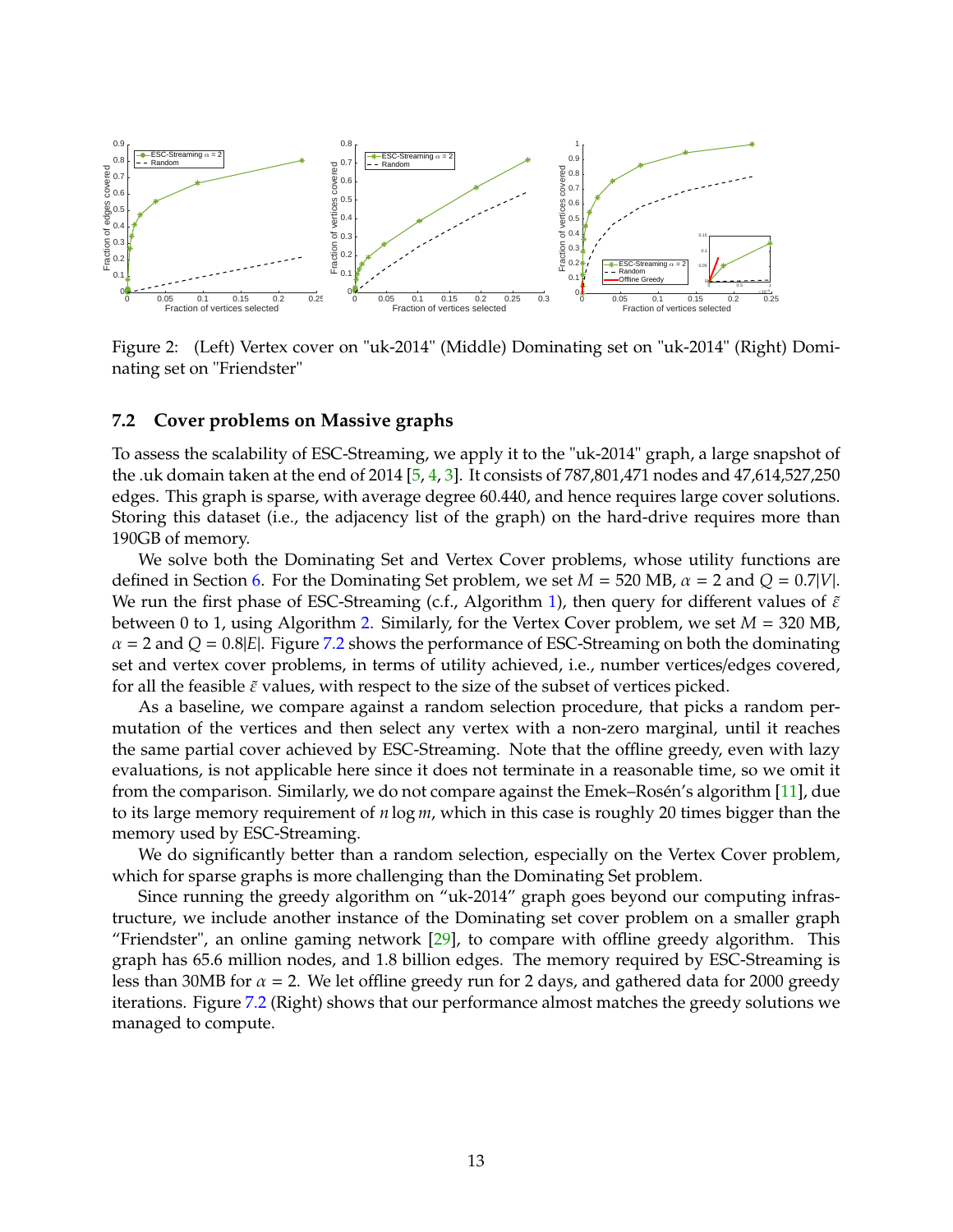Figure 2: (Left) Vertex cover on "uk-2014" (Middle) Dominating set on "uk-2014" (Right) Dominating set on "Friendster"

### 7.2 Cover problems on Massive graphs

To assess the scalability of ESC-Streaming, we apply it to the "uk-2014" graph, a large snapshot of the .uk domain taken at the end of 2014 [5, 4, 3]. It consists of 787,801,471 nodes and 47,614,527,250 edges. This graph is sparse, with average degree 60.440, and hence requires large cover solutions. Storing this dataset (i.e., the adjacency list of the graph) on the hard-drive requires more than 190GB of memory.

We solve both the Dominating Set and Vertex Cover problems, whose utility functions are defined in Section 6. For the Dominating Set problem, we set $M = 520$ MB, $\alpha = 2$ and $Q = 0.7|V|$. We run the first phase of ESC-Streaming (c.f., Algorithm 1), then query for different values of $\tilde{\epsilon}$ between 0 to 1, using Algorithm 2. Similarly, for the Vertex Cover problem, we set $M = 320$ MB, $\alpha = 2$ and $Q = 0.8|E|$. Figure 7.2 shows the performance of ESC-Streaming on both the dominating set and vertex cover problems, in terms of utility achieved, i.e., number vertices/edges covered, for all the feasible $\tilde{\epsilon}$ values, with respect to the size of the subset of vertices picked.

As a baseline, we compare against a random selection procedure, that picks a random permutation of the vertices and then select any vertex with a non-zero marginal, until it reaches the same partial cover achieved by ESC-Streaming. Note that the offline greedy, even with lazy evaluations, is not applicable here since it does not terminate in a reasonable time, so we omit it from the comparison. Similarly, we do not compare against the Emek–Rosén's algorithm [11], due to its large memory requirement of $n \log m$, which in this case is roughly 20 times bigger than the memory used by ESC-Streaming.

We do significantly better than a random selection, especially on the Vertex Cover problem, which for sparse graphs is more challenging than the Dominating Set problem.

Since running the greedy algorithm on "uk-2014" graph goes beyond our computing infrastructure, we include another instance of the Dominating set cover problem on a smaller graph "Friendster", an online gaming network [29], to compare with offline greedy algorithm. This graph has 65.6 million nodes, and 1.8 billion edges. The memory required by ESC-Streaming is less than 30MB for $\alpha = 2$. We let offline greedy run for 2 days, and gathered data for 2000 greedy iterations. Figure 7.2 (Right) shows that our performance almost matches the greedy solutions we managed to compute.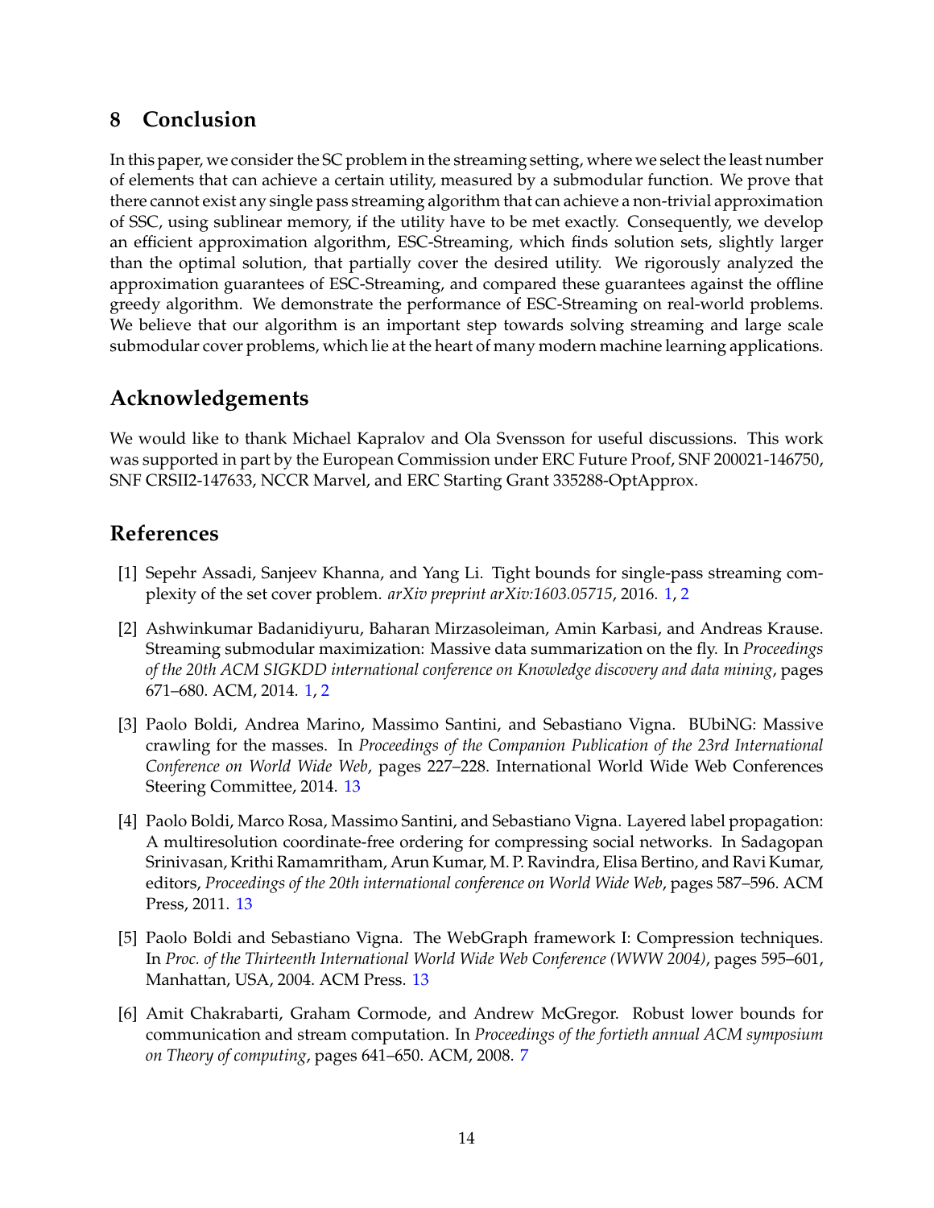## 8 Conclusion

In this paper, we consider the SC problem in the streaming setting, where we select the least number of elements that can achieve a certain utility, measured by a submodular function. We prove that there cannot exist any single pass streaming algorithm that can achieve a non-trivial approximation of SSC, using sublinear memory, if the utility have to be met exactly. Consequently, we develop an efficient approximation algorithm, ESC-Streaming, which finds solution sets, slightly larger than the optimal solution, that partially cover the desired utility. We rigorously analyzed the approximation guarantees of ESC-Streaming, and compared these guarantees against the offline greedy algorithm. We demonstrate the performance of ESC-Streaming on real-world problems. We believe that our algorithm is an important step towards solving streaming and large scale submodular cover problems, which lie at the heart of many modern machine learning applications.

## Acknowledgements

We would like to thank Michael Kapralov and Ola Svensson for useful discussions. This work was supported in part by the European Commission under ERC Future Proof, SNF 200021-146750, SNF CRSII2-147633, NCCR Marvel, and ERC Starting Grant 335288-OptApprox.

## References

[1] Sepehr Assadi, Sanjeev Khanna, and Yang Li. Tight bounds for single-pass streaming complexity of the set cover problem. *arXiv preprint arXiv:1603.05715*, 2016. 1, 2

[2] Ashwinkumar Badanidiyuru, Baharan Mirzasoleiman, Amin Karbasi, and Andreas Krause. Streaming submodular maximization: Massive data summarization on the fly. In *Proceedings of the 20th ACM SIGKDD international conference on Knowledge discovery and data mining*, pages 671–680. ACM, 2014. 1, 2

[3] Paolo Boldi, Andrea Marino, Massimo Santini, and Sebastiano Vigna. BUbiNG: Massive crawling for the masses. In *Proceedings of the Companion Publication of the 23rd International Conference on World Wide Web*, pages 227–228. International World Wide Web Conferences Steering Committee, 2014. 13

[4] Paolo Boldi, Marco Rosa, Massimo Santini, and Sebastiano Vigna. Layered label propagation: A multiresolution coordinate-free ordering for compressing social networks. In Sadagopan Srinivasan, Krithi Ramamritham, Arun Kumar, M. P. Ravindra, Elisa Bertino, and Ravi Kumar, editors, *Proceedings of the 20th international conference on World Wide Web*, pages 587–596. ACM Press, 2011. 13

[5] Paolo Boldi and Sebastiano Vigna. The WebGraph framework I: Compression techniques. In *Proc. of the Thirteenth International World Wide Web Conference (WWW 2004)*, pages 595–601, Manhattan, USA, 2004. ACM Press. 13

[6] Amit Chakrabarti, Graham Cormode, and Andrew McGregor. Robust lower bounds for communication and stream computation. In *Proceedings of the fortieth annual ACM symposium on Theory of computing*, pages 641–650. ACM, 2008. 7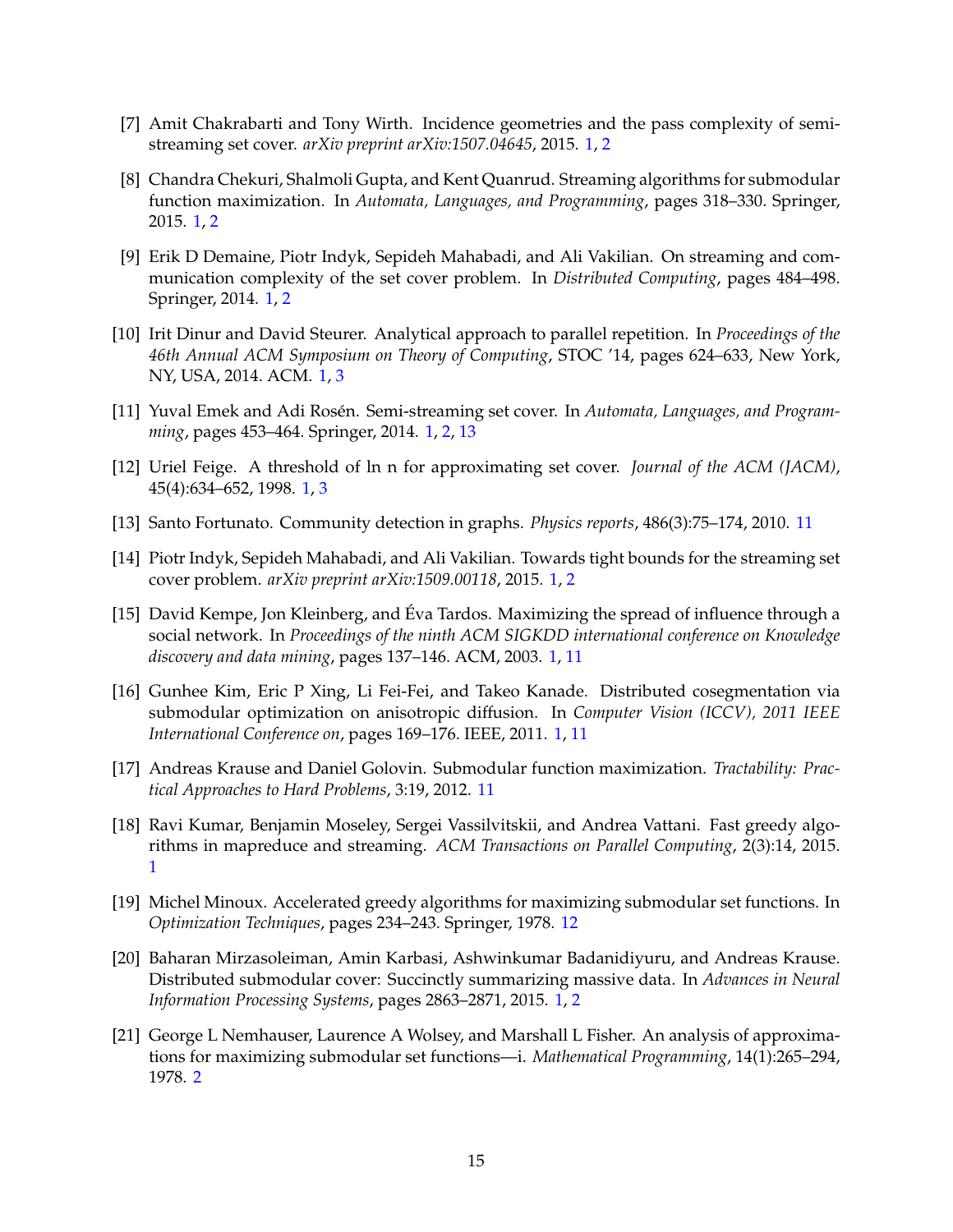[7] Amit Chakrabarti and Tony Wirth. Incidence geometries and the pass complexity of semi-streaming set cover. *arXiv preprint arXiv:1507.04645*, 2015. 1, 2

[8] Chandra Chekuri, Shalmoli Gupta, and Kent Quanrud. Streaming algorithms for submodular function maximization. In *Automata, Languages, and Programming*, pages 318–330. Springer, 2015. 1, 2

[9] Erik D Demaine, Piotr Indyk, Sepideh Mahabadi, and Ali Vakilian. On streaming and communication complexity of the set cover problem. In *Distributed Computing*, pages 484–498. Springer, 2014. 1, 2

[10] Irit Dinur and David Steurer. Analytical approach to parallel repetition. In *Proceedings of the 46th Annual ACM Symposium on Theory of Computing*, STOC '14, pages 624–633, New York, NY, USA, 2014. ACM. 1, 3

[11] Yuval Emek and Adi Rosén. Semi-streaming set cover. In *Automata, Languages, and Programming*, pages 453–464. Springer, 2014. 1, 2, 13

[12] Uriel Feige. A threshold of ln n for approximating set cover. *Journal of the ACM (JACM)*, 45(4):634–652, 1998. 1, 3

[13] Santo Fortunato. Community detection in graphs. *Physics reports*, 486(3):75–174, 2010. 11

[14] Piotr Indyk, Sepideh Mahabadi, and Ali Vakilian. Towards tight bounds for the streaming set cover problem. *arXiv preprint arXiv:1509.00118*, 2015. 1, 2

[15] David Kempe, Jon Kleinberg, and Éva Tardos. Maximizing the spread of influence through a social network. In *Proceedings of the ninth ACM SIGKDD international conference on Knowledge discovery and data mining*, pages 137–146. ACM, 2003. 1, 11

[16] Gunhee Kim, Eric P Xing, Li Fei-Fei, and Takeo Kanade. Distributed cosegmentation via submodular optimization on anisotropic diffusion. In *Computer Vision (ICCV), 2011 IEEE International Conference on*, pages 169–176. IEEE, 2011. 1, 11

[17] Andreas Krause and Daniel Golovin. Submodular function maximization. *Tractability: Practical Approaches to Hard Problems*, 3:19, 2012. 11

[18] Ravi Kumar, Benjamin Moseley, Sergei Vassilvitskii, and Andrea Vattani. Fast greedy algorithms in mapreduce and streaming. *ACM Transactions on Parallel Computing*, 2(3):14, 2015. 1

[19] Michel Minoux. Accelerated greedy algorithms for maximizing submodular set functions. In *Optimization Techniques*, pages 234–243. Springer, 1978. 12

[20] Baharan Mirzasoleiman, Amin Karbasi, Ashwinkumar Badanidiyuru, and Andreas Krause. Distributed submodular cover: Succinctly summarizing massive data. In *Advances in Neural Information Processing Systems*, pages 2863–2871, 2015. 1, 2

[21] George L Nemhauser, Laurence A Wolsey, and Marshall L Fisher. An analysis of approximations for maximizing submodular set functions—i. *Mathematical Programming*, 14(1):265–294, 1978. 2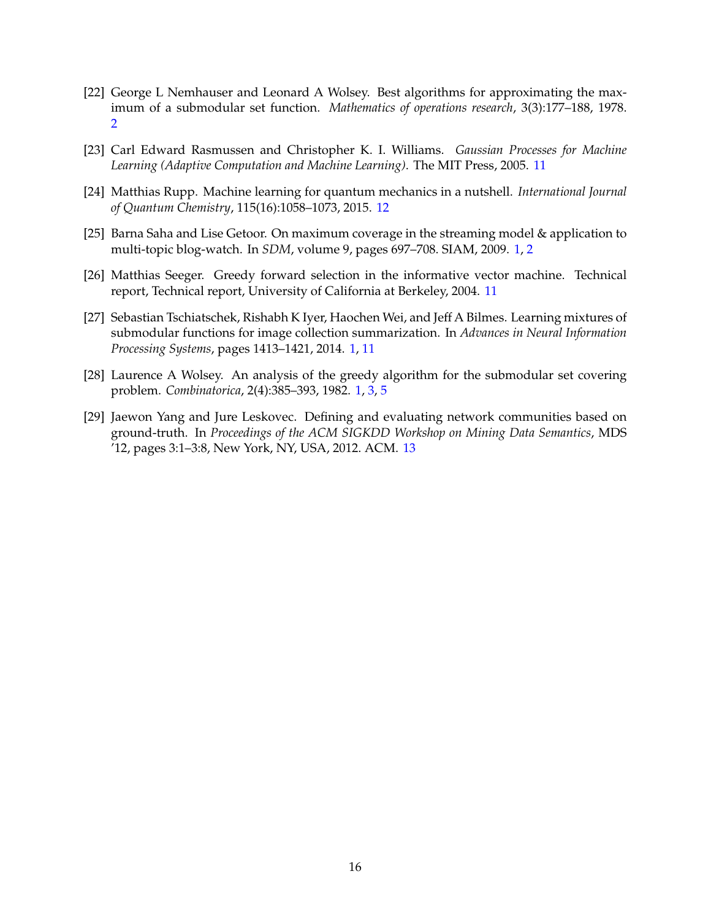[22] George L Nemhauser and Leonard A Wolsey. Best algorithms for approximating the maximum of a submodular set function. *Mathematics of operations research*, 3(3):177–188, 1978. 2

[23] Carl Edward Rasmussen and Christopher K. I. Williams. *Gaussian Processes for Machine Learning (Adaptive Computation and Machine Learning)*. The MIT Press, 2005. 11

[24] Matthias Rupp. Machine learning for quantum mechanics in a nutshell. *International Journal of Quantum Chemistry*, 115(16):1058–1073, 2015. 12

[25] Barna Saha and Lise Getoor. On maximum coverage in the streaming model & application to multi-topic blog-watch. In *SDM*, volume 9, pages 697–708. SIAM, 2009. 1, 2

[26] Matthias Seeger. Greedy forward selection in the informative vector machine. Technical report, Technical report, University of California at Berkeley, 2004. 11

[27] Sebastian Tschiatschek, Rishabh K Iyer, Haochen Wei, and Jeff A Bilmes. Learning mixtures of submodular functions for image collection summarization. In *Advances in Neural Information Processing Systems*, pages 1413–1421, 2014. 1, 11

[28] Laurence A Wolsey. An analysis of the greedy algorithm for the submodular set covering problem. *Combinatorica*, 2(4):385–393, 1982. 1, 3, 5

[29] Jaewon Yang and Jure Leskovec. Defining and evaluating network communities based on ground-truth. In *Proceedings of the ACM SIGKDD Workshop on Mining Data Semantics*, MDS '12, pages 3:1–3:8, New York, NY, USA, 2012. ACM. 13